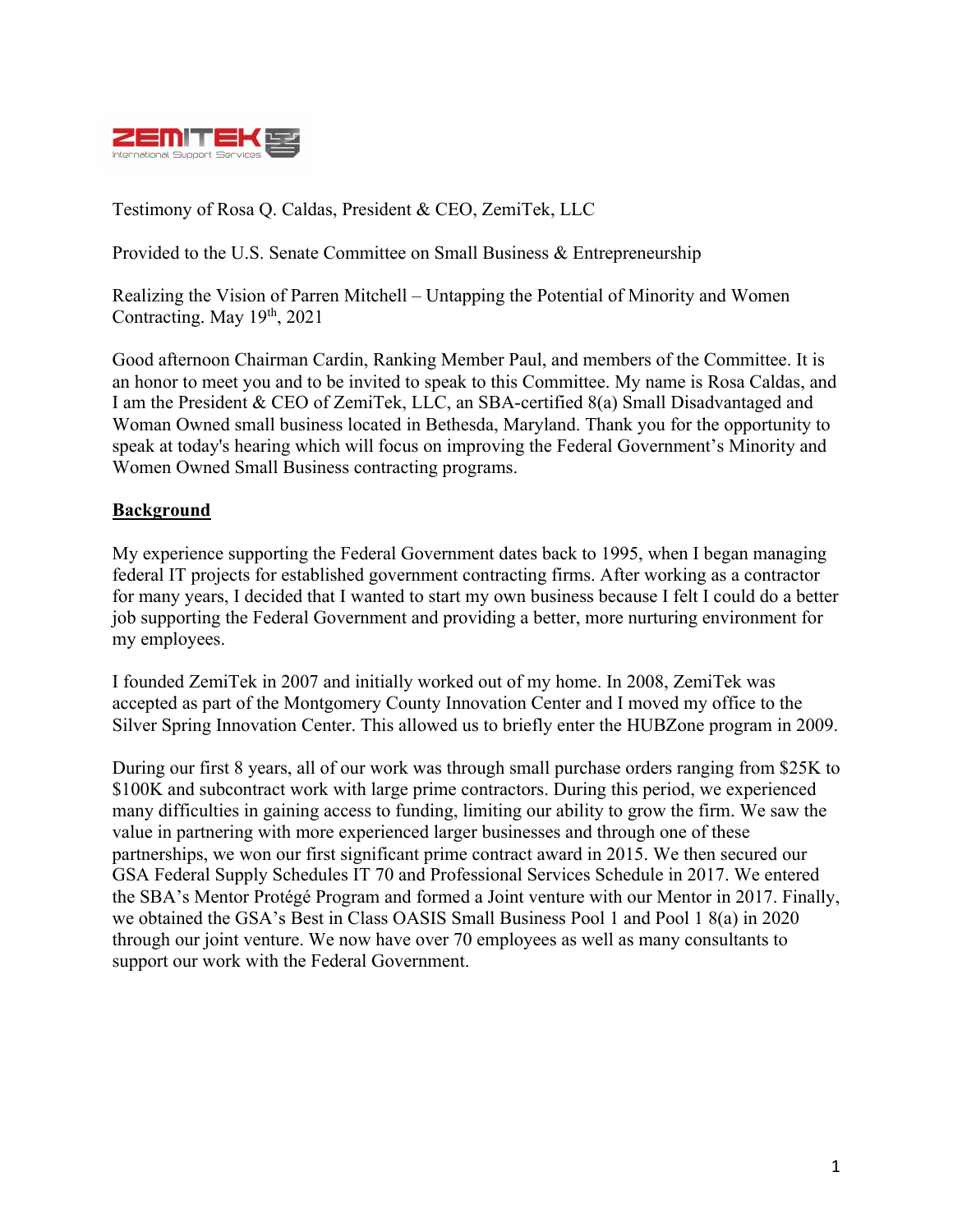ZEMITEK International Support Services

Testimony of Rosa Q. Caldas, President & CEO, ZemiTek, LLC

Provided to the U.S. Senate Committee on Small Business & Entrepreneurship

Realizing the Vision of Parren Mitchell – Untapping the Potential of Minority and Women Contracting. May 19th, 2021

Good afternoon Chairman Cardin, Ranking Member Paul, and members of the Committee. It is an honor to meet you and to be invited to speak to this Committee. My name is Rosa Caldas, and I am the President & CEO of ZemiTek, LLC, an SBA-certified 8(a) Small Disadvantaged and Woman Owned small business located in Bethesda, Maryland. Thank you for the opportunity to speak at today's hearing which will focus on improving the Federal Government's Minority and Women Owned Small Business contracting programs.

## Background

My experience supporting the Federal Government dates back to 1995, when I began managing federal IT projects for established government contracting firms. After working as a contractor for many years, I decided that I wanted to start my own business because I felt I could do a better job supporting the Federal Government and providing a better, more nurturing environment for my employees.

I founded ZemiTek in 2007 and initially worked out of my home. In 2008, ZemiTek was accepted as part of the Montgomery County Innovation Center and I moved my office to the Silver Spring Innovation Center. This allowed us to briefly enter the HUBZone program in 2009.

During our first 8 years, all of our work was through small purchase orders ranging from $25K to $100K and subcontract work with large prime contractors. During this period, we experienced many difficulties in gaining access to funding, limiting our ability to grow the firm. We saw the value in partnering with more experienced larger businesses and through one of these partnerships, we won our first significant prime contract award in 2015. We then secured our GSA Federal Supply Schedules IT 70 and Professional Services Schedule in 2017. We entered the SBA's Mentor Protégé Program and formed a Joint venture with our Mentor in 2017. Finally, we obtained the GSA's Best in Class OASIS Small Business Pool 1 and Pool 1 8(a) in 2020 through our joint venture. We now have over 70 employees as well as many consultants to support our work with the Federal Government.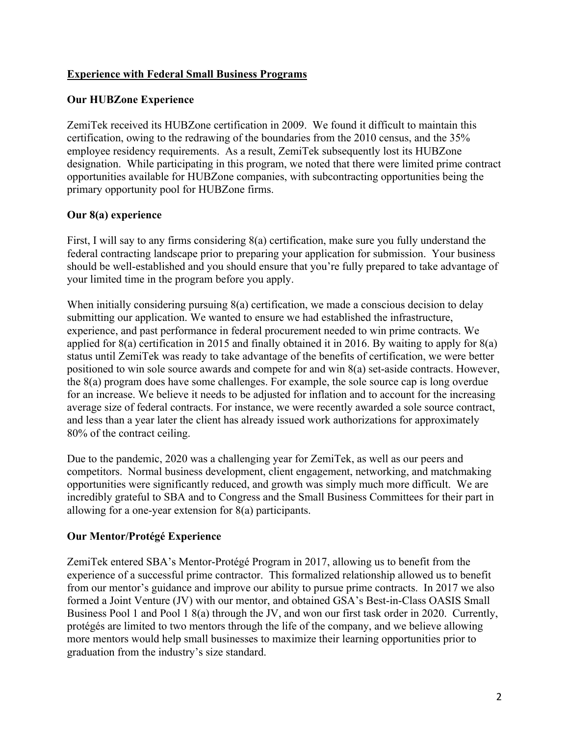## Experience with Federal Small Business Programs

### Our HUBZone Experience

ZemiTek received its HUBZone certification in 2009. We found it difficult to maintain this certification, owing to the redrawing of the boundaries from the 2010 census, and the 35% employee residency requirements. As a result, ZemiTek subsequently lost its HUBZone designation. While participating in this program, we noted that there were limited prime contract opportunities available for HUBZone companies, with subcontracting opportunities being the primary opportunity pool for HUBZone firms.

### Our 8(a) experience

First, I will say to any firms considering 8(a) certification, make sure you fully understand the federal contracting landscape prior to preparing your application for submission. Your business should be well-established and you should ensure that you're fully prepared to take advantage of your limited time in the program before you apply.

When initially considering pursuing 8(a) certification, we made a conscious decision to delay submitting our application. We wanted to ensure we had established the infrastructure, experience, and past performance in federal procurement needed to win prime contracts. We applied for 8(a) certification in 2015 and finally obtained it in 2016. By waiting to apply for 8(a) status until ZemiTek was ready to take advantage of the benefits of certification, we were better positioned to win sole source awards and compete for and win 8(a) set-aside contracts. However, the 8(a) program does have some challenges. For example, the sole source cap is long overdue for an increase. We believe it needs to be adjusted for inflation and to account for the increasing average size of federal contracts. For instance, we were recently awarded a sole source contract, and less than a year later the client has already issued work authorizations for approximately 80% of the contract ceiling.

Due to the pandemic, 2020 was a challenging year for ZemiTek, as well as our peers and competitors. Normal business development, client engagement, networking, and matchmaking opportunities were significantly reduced, and growth was simply much more difficult. We are incredibly grateful to SBA and to Congress and the Small Business Committees for their part in allowing for a one-year extension for 8(a) participants.

### Our Mentor/Protégé Experience

ZemiTek entered SBA's Mentor-Protégé Program in 2017, allowing us to benefit from the experience of a successful prime contractor. This formalized relationship allowed us to benefit from our mentor's guidance and improve our ability to pursue prime contracts. In 2017 we also formed a Joint Venture (JV) with our mentor, and obtained GSA's Best-in-Class OASIS Small Business Pool 1 and Pool 1 8(a) through the JV, and won our first task order in 2020. Currently, protégés are limited to two mentors through the life of the company, and we believe allowing more mentors would help small businesses to maximize their learning opportunities prior to graduation from the industry's size standard.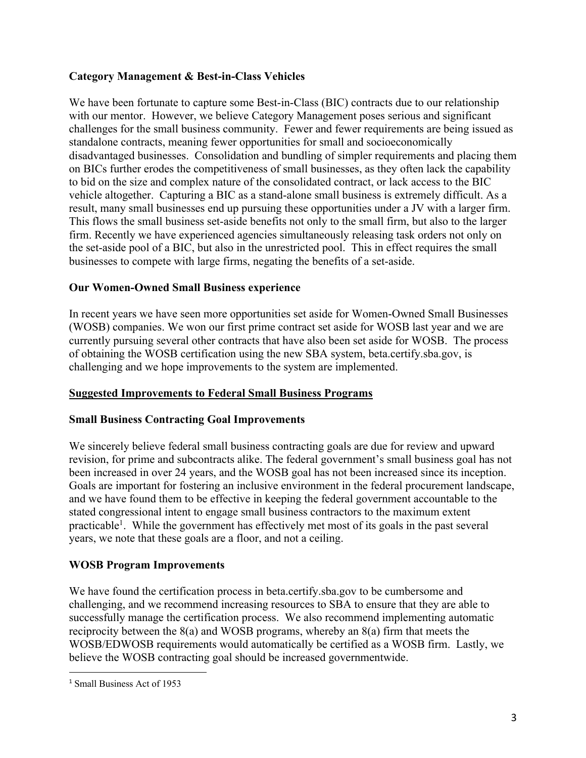**Category Management & Best-in-Class Vehicles**

We have been fortunate to capture some Best-in-Class (BIC) contracts due to our relationship with our mentor. However, we believe Category Management poses serious and significant challenges for the small business community. Fewer and fewer requirements are being issued as standalone contracts, meaning fewer opportunities for small and socioeconomically disadvantaged businesses. Consolidation and bundling of simpler requirements and placing them on BICs further erodes the competitiveness of small businesses, as they often lack the capability to bid on the size and complex nature of the consolidated contract, or lack access to the BIC vehicle altogether. Capturing a BIC as a stand-alone small business is extremely difficult. As a result, many small businesses end up pursuing these opportunities under a JV with a larger firm. This flows the small business set-aside benefits not only to the small firm, but also to the larger firm. Recently we have experienced agencies simultaneously releasing task orders not only on the set-aside pool of a BIC, but also in the unrestricted pool. This in effect requires the small businesses to compete with large firms, negating the benefits of a set-aside.

**Our Women-Owned Small Business experience**

In recent years we have seen more opportunities set aside for Women-Owned Small Businesses (WOSB) companies. We won our first prime contract set aside for WOSB last year and we are currently pursuing several other contracts that have also been set aside for WOSB. The process of obtaining the WOSB certification using the new SBA system, beta.certify.sba.gov, is challenging and we hope improvements to the system are implemented.

## Suggested Improvements to Federal Small Business Programs

**Small Business Contracting Goal Improvements**

We sincerely believe federal small business contracting goals are due for review and upward revision, for prime and subcontracts alike. The federal government's small business goal has not been increased in over 24 years, and the WOSB goal has not been increased since its inception. Goals are important for fostering an inclusive environment in the federal procurement landscape, and we have found them to be effective in keeping the federal government accountable to the stated congressional intent to engage small business contractors to the maximum extent practicable[1]. While the government has effectively met most of its goals in the past several years, we note that these goals are a floor, and not a ceiling.

**WOSB Program Improvements**

We have found the certification process in beta.certify.sba.gov to be cumbersome and challenging, and we recommend increasing resources to SBA to ensure that they are able to successfully manage the certification process. We also recommend implementing automatic reciprocity between the 8(a) and WOSB programs, whereby an 8(a) firm that meets the WOSB/EDWOSB requirements would automatically be certified as a WOSB firm. Lastly, we believe the WOSB contracting goal should be increased governmentwide.

---

[1] Small Business Act of 1953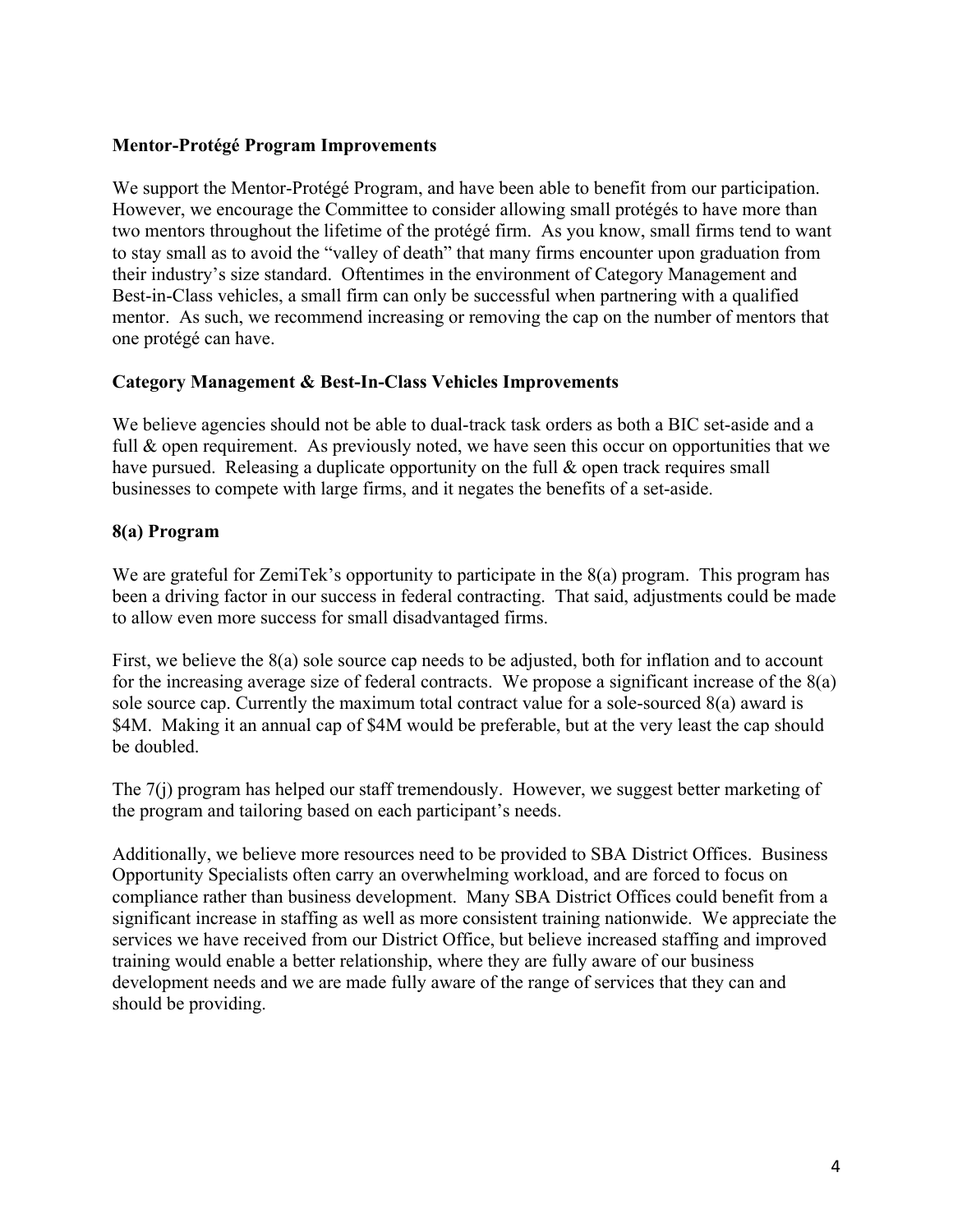**Mentor-Protégé Program Improvements**

We support the Mentor-Protégé Program, and have been able to benefit from our participation. However, we encourage the Committee to consider allowing small protégés to have more than two mentors throughout the lifetime of the protégé firm. As you know, small firms tend to want to stay small as to avoid the "valley of death" that many firms encounter upon graduation from their industry's size standard. Oftentimes in the environment of Category Management and Best-in-Class vehicles, a small firm can only be successful when partnering with a qualified mentor. As such, we recommend increasing or removing the cap on the number of mentors that one protégé can have.

**Category Management & Best-In-Class Vehicles Improvements**

We believe agencies should not be able to dual-track task orders as both a BIC set-aside and a full & open requirement. As previously noted, we have seen this occur on opportunities that we have pursued. Releasing a duplicate opportunity on the full & open track requires small businesses to compete with large firms, and it negates the benefits of a set-aside.

**8(a) Program**

We are grateful for ZemiTek's opportunity to participate in the 8(a) program. This program has been a driving factor in our success in federal contracting. That said, adjustments could be made to allow even more success for small disadvantaged firms.

First, we believe the 8(a) sole source cap needs to be adjusted, both for inflation and to account for the increasing average size of federal contracts. We propose a significant increase of the 8(a) sole source cap. Currently the maximum total contract value for a sole-sourced 8(a) award is $4M. Making it an annual cap of $4M would be preferable, but at the very least the cap should be doubled.

The 7(j) program has helped our staff tremendously. However, we suggest better marketing of the program and tailoring based on each participant's needs.

Additionally, we believe more resources need to be provided to SBA District Offices. Business Opportunity Specialists often carry an overwhelming workload, and are forced to focus on compliance rather than business development. Many SBA District Offices could benefit from a significant increase in staffing as well as more consistent training nationwide. We appreciate the services we have received from our District Office, but believe increased staffing and improved training would enable a better relationship, where they are fully aware of our business development needs and we are made fully aware of the range of services that they can and should be providing.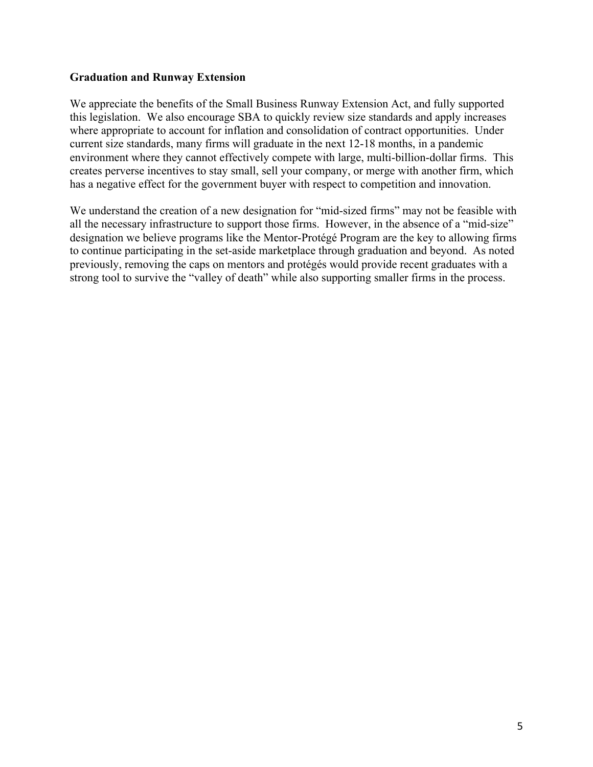**Graduation and Runway Extension**

We appreciate the benefits of the Small Business Runway Extension Act, and fully supported this legislation. We also encourage SBA to quickly review size standards and apply increases where appropriate to account for inflation and consolidation of contract opportunities. Under current size standards, many firms will graduate in the next 12-18 months, in a pandemic environment where they cannot effectively compete with large, multi-billion-dollar firms. This creates perverse incentives to stay small, sell your company, or merge with another firm, which has a negative effect for the government buyer with respect to competition and innovation.

We understand the creation of a new designation for "mid-sized firms" may not be feasible with all the necessary infrastructure to support those firms. However, in the absence of a "mid-size" designation we believe programs like the Mentor-Protégé Program are the key to allowing firms to continue participating in the set-aside marketplace through graduation and beyond. As noted previously, removing the caps on mentors and protégés would provide recent graduates with a strong tool to survive the "valley of death" while also supporting smaller firms in the process.